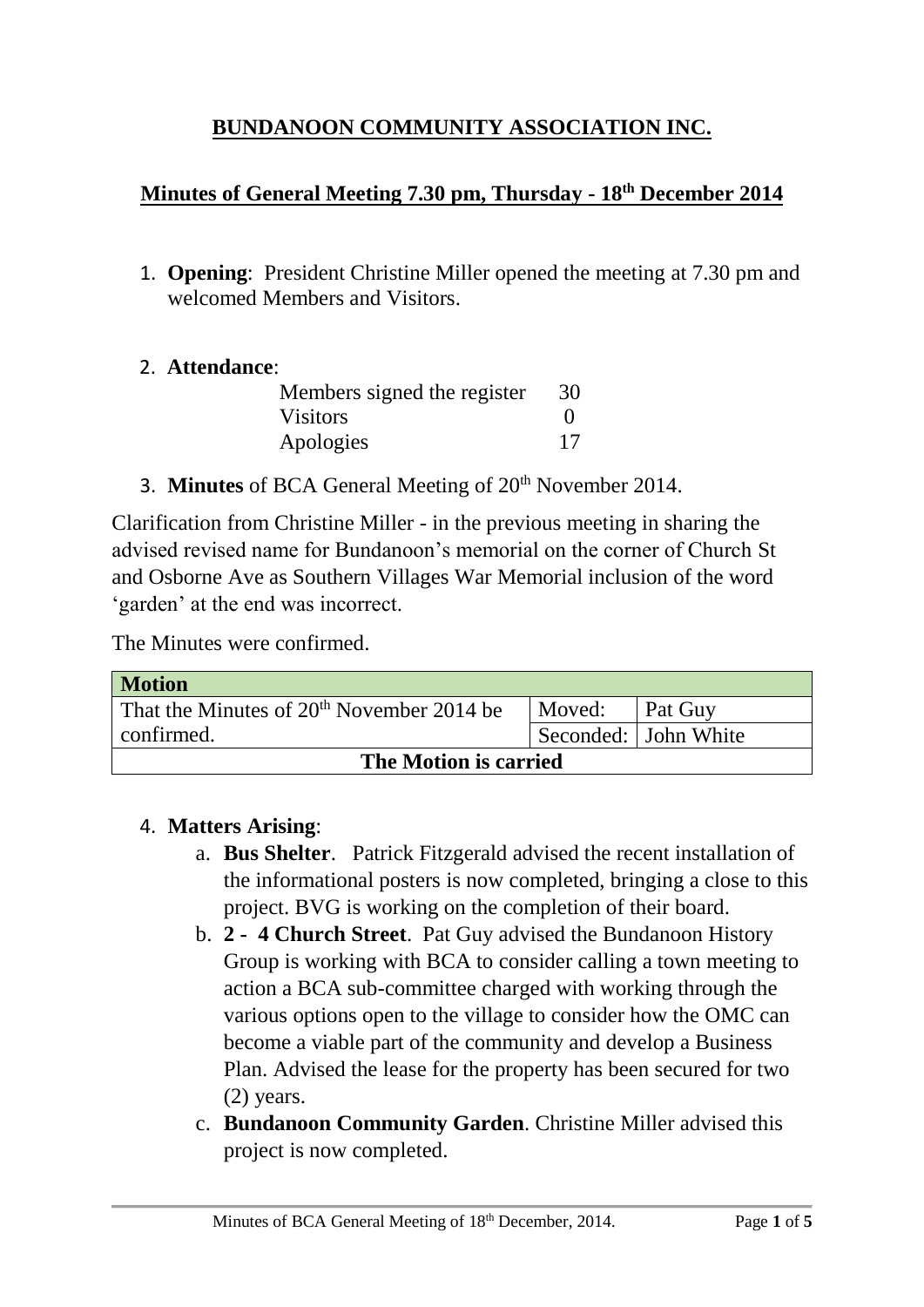# BUNDANOON COMMUNITY ASSOCIATION INC.

## Minutes of General Meeting 7.30 pm, Thursday - 18th December 2014

1. **Opening**: President Christine Miller opened the meeting at 7.30 pm and welcomed Members and Visitors.

2. **Attendance**:

| | |
|---|---|
| Members signed the register | 30 |
| Visitors | 0 |
| Apologies | 17 |

3. **Minutes** of BCA General Meeting of 20th November 2014.

Clarification from Christine Miller - in the previous meeting in sharing the advised revised name for Bundanoon's memorial on the corner of Church St and Osborne Ave as Southern Villages War Memorial inclusion of the word 'garden' at the end was incorrect.

The Minutes were confirmed.

| **Motion** | | |
|---|---|---|
| That the Minutes of 20th November 2014 be confirmed. | Moved: | Pat Guy |
| | Seconded: | John White |
| **The Motion is carried** | | |

4. **Matters Arising**:
   a. **Bus Shelter**. Patrick Fitzgerald advised the recent installation of the informational posters is now completed, bringing a close to this project. BVG is working on the completion of their board.
   b. **2 - 4 Church Street**. Pat Guy advised the Bundanoon History Group is working with BCA to consider calling a town meeting to action a BCA sub-committee charged with working through the various options open to the village to consider how the OMC can become a viable part of the community and develop a Business Plan. Advised the lease for the property has been secured for two (2) years.
   c. **Bundanoon Community Garden**. Christine Miller advised this project is now completed.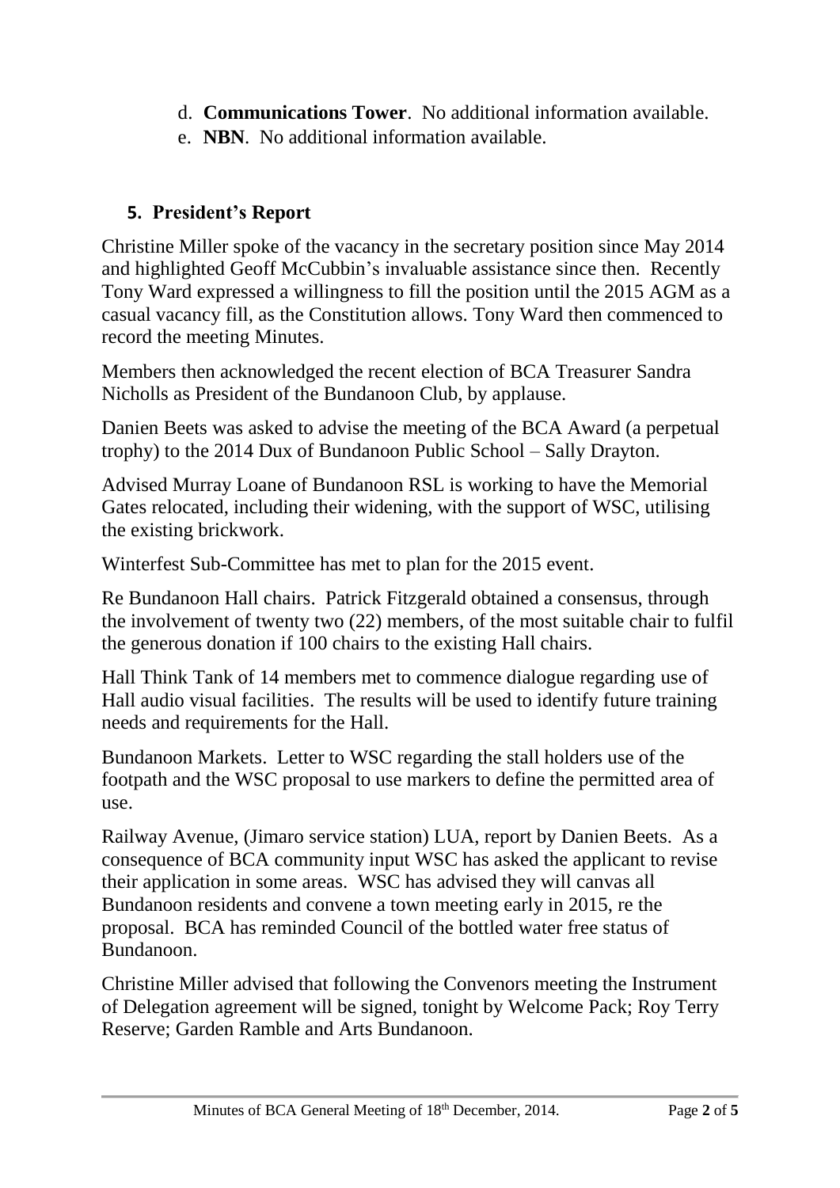d. **Communications Tower**. No additional information available.
e. **NBN**. No additional information available.

## 5. President's Report

Christine Miller spoke of the vacancy in the secretary position since May 2014 and highlighted Geoff McCubbin's invaluable assistance since then. Recently Tony Ward expressed a willingness to fill the position until the 2015 AGM as a casual vacancy fill, as the Constitution allows. Tony Ward then commenced to record the meeting Minutes.

Members then acknowledged the recent election of BCA Treasurer Sandra Nicholls as President of the Bundanoon Club, by applause.

Danien Beets was asked to advise the meeting of the BCA Award (a perpetual trophy) to the 2014 Dux of Bundanoon Public School – Sally Drayton.

Advised Murray Loane of Bundanoon RSL is working to have the Memorial Gates relocated, including their widening, with the support of WSC, utilising the existing brickwork.

Winterfest Sub-Committee has met to plan for the 2015 event.

Re Bundanoon Hall chairs. Patrick Fitzgerald obtained a consensus, through the involvement of twenty two (22) members, of the most suitable chair to fulfil the generous donation if 100 chairs to the existing Hall chairs.

Hall Think Tank of 14 members met to commence dialogue regarding use of Hall audio visual facilities. The results will be used to identify future training needs and requirements for the Hall.

Bundanoon Markets. Letter to WSC regarding the stall holders use of the footpath and the WSC proposal to use markers to define the permitted area of use.

Railway Avenue, (Jimaro service station) LUA, report by Danien Beets. As a consequence of BCA community input WSC has asked the applicant to revise their application in some areas. WSC has advised they will canvas all Bundanoon residents and convene a town meeting early in 2015, re the proposal. BCA has reminded Council of the bottled water free status of Bundanoon.

Christine Miller advised that following the Convenors meeting the Instrument of Delegation agreement will be signed, tonight by Welcome Pack; Roy Terry Reserve; Garden Ramble and Arts Bundanoon.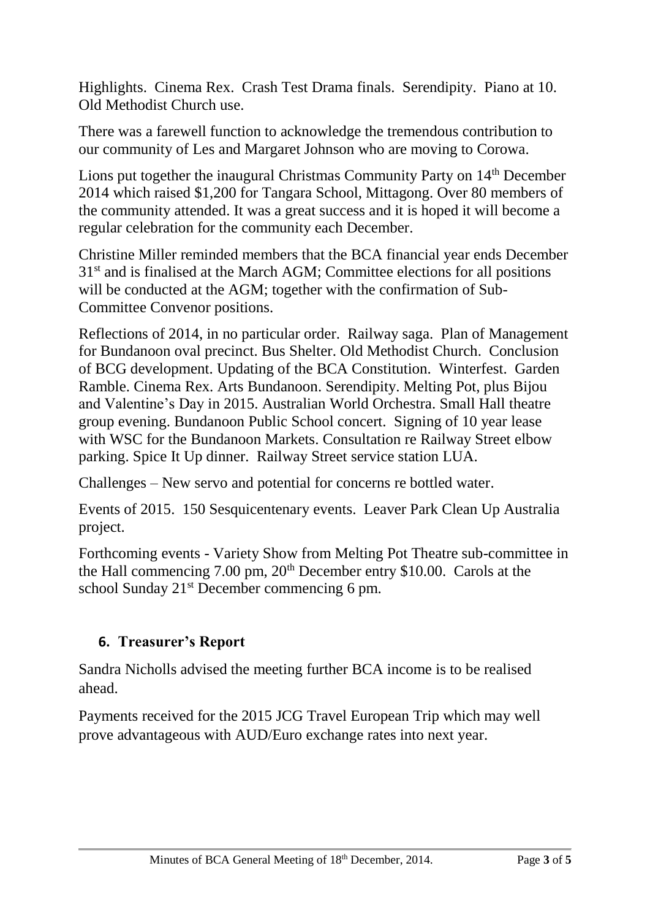Highlights. Cinema Rex. Crash Test Drama finals. Serendipity. Piano at 10. Old Methodist Church use.

There was a farewell function to acknowledge the tremendous contribution to our community of Les and Margaret Johnson who are moving to Corowa.

Lions put together the inaugural Christmas Community Party on 14th December 2014 which raised $1,200 for Tangara School, Mittagong. Over 80 members of the community attended. It was a great success and it is hoped it will become a regular celebration for the community each December.

Christine Miller reminded members that the BCA financial year ends December 31st and is finalised at the March AGM; Committee elections for all positions will be conducted at the AGM; together with the confirmation of Sub-Committee Convenor positions.

Reflections of 2014, in no particular order. Railway saga. Plan of Management for Bundanoon oval precinct. Bus Shelter. Old Methodist Church. Conclusion of BCG development. Updating of the BCA Constitution. Winterfest. Garden Ramble. Cinema Rex. Arts Bundanoon. Serendipity. Melting Pot, plus Bijou and Valentine's Day in 2015. Australian World Orchestra. Small Hall theatre group evening. Bundanoon Public School concert. Signing of 10 year lease with WSC for the Bundanoon Markets. Consultation re Railway Street elbow parking. Spice It Up dinner. Railway Street service station LUA.

Challenges – New servo and potential for concerns re bottled water.

Events of 2015. 150 Sesquicentenary events. Leaver Park Clean Up Australia project.

Forthcoming events - Variety Show from Melting Pot Theatre sub-committee in the Hall commencing 7.00 pm, 20th December entry $10.00. Carols at the school Sunday 21st December commencing 6 pm.

## 6. Treasurer's Report

Sandra Nicholls advised the meeting further BCA income is to be realised ahead.

Payments received for the 2015 JCG Travel European Trip which may well prove advantageous with AUD/Euro exchange rates into next year.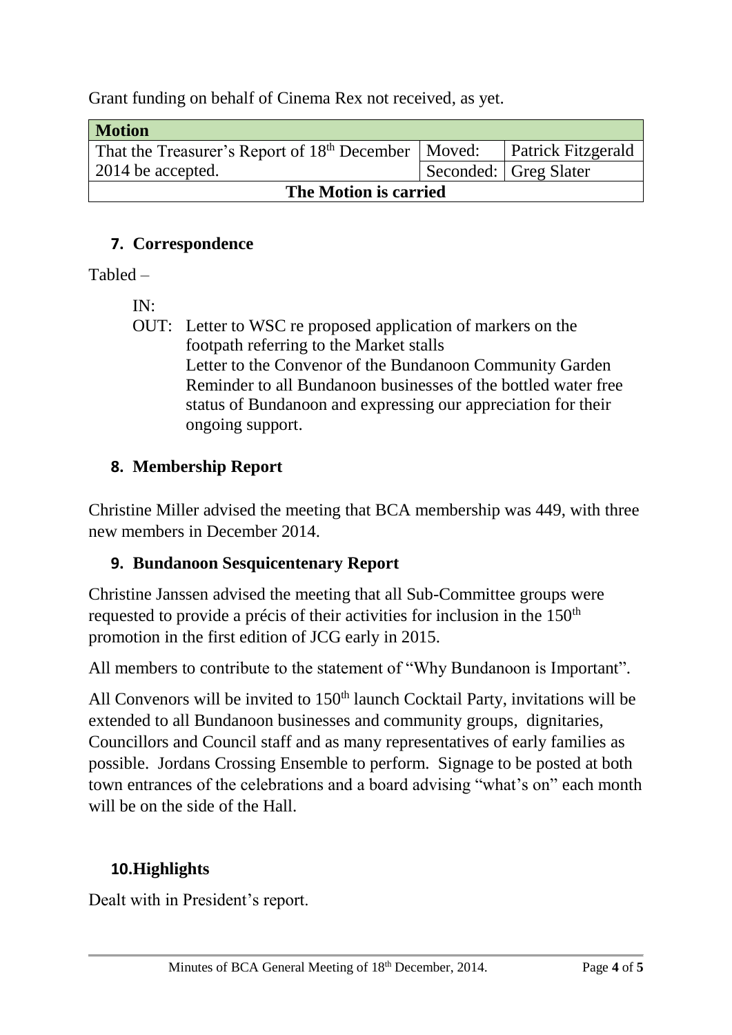Grant funding on behalf of Cinema Rex not received, as yet.

| Motion | | |
|---|---|---|
| That the Treasurer's Report of 18th December 2014 be accepted. | Moved: | Patrick Fitzgerald |
| | Seconded: | Greg Slater |
| **The Motion is carried** | | |

## 7. Correspondence

Tabled –

IN:

OUT: Letter to WSC re proposed application of markers on the footpath referring to the Market stalls
Letter to the Convenor of the Bundanoon Community Garden
Reminder to all Bundanoon businesses of the bottled water free status of Bundanoon and expressing our appreciation for their ongoing support.

## 8. Membership Report

Christine Miller advised the meeting that BCA membership was 449, with three new members in December 2014.

## 9. Bundanoon Sesquicentenary Report

Christine Janssen advised the meeting that all Sub-Committee groups were requested to provide a précis of their activities for inclusion in the 150th promotion in the first edition of JCG early in 2015.

All members to contribute to the statement of "Why Bundanoon is Important".

All Convenors will be invited to 150th launch Cocktail Party, invitations will be extended to all Bundanoon businesses and community groups, dignitaries, Councillors and Council staff and as many representatives of early families as possible. Jordans Crossing Ensemble to perform. Signage to be posted at both town entrances of the celebrations and a board advising "what's on" each month will be on the side of the Hall.

## 10. Highlights

Dealt with in President's report.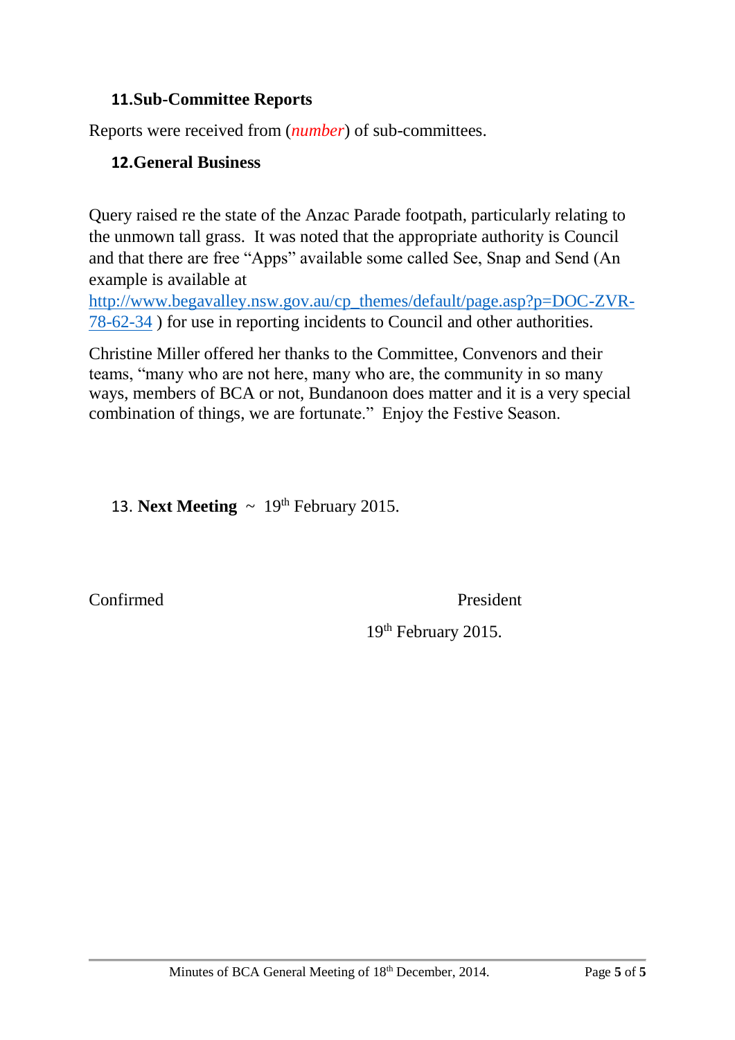## 11. Sub-Committee Reports

Reports were received from (*number*) of sub-committees.

## 12. General Business

Query raised re the state of the Anzac Parade footpath, particularly relating to the unmown tall grass. It was noted that the appropriate authority is Council and that there are free "Apps" available some called See, Snap and Send (An example is available at http://www.begavalley.nsw.gov.au/cp_themes/default/page.asp?p=DOC-ZVR-78-62-34 ) for use in reporting incidents to Council and other authorities.

Christine Miller offered her thanks to the Committee, Convenors and their teams, "many who are not here, many who are, the community in so many ways, members of BCA or not, Bundanoon does matter and it is a very special combination of things, we are fortunate." Enjoy the Festive Season.

## 13. Next Meeting ~ 19th February 2015.

Confirmed President

19th February 2015.